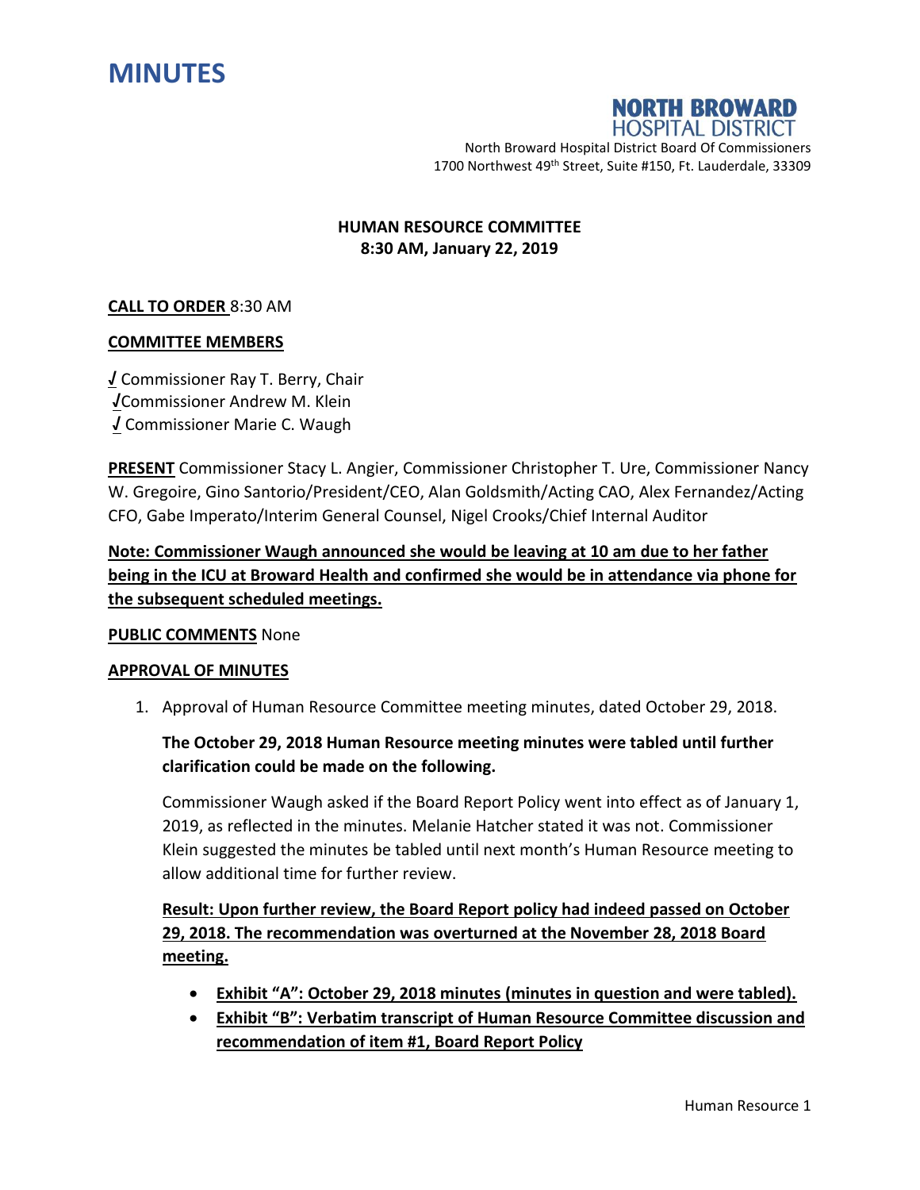# MINUTES

**NORTH BROWARD HOSPITAL DISTRICT**

North Broward Hospital District Board Of Commissioners
1700 Northwest 49th Street, Suite #150, Ft. Lauderdale, 33309

**HUMAN RESOURCE COMMITTEE**
**8:30 AM, January 22, 2019**

**CALL TO ORDER** 8:30 AM

**COMMITTEE MEMBERS**

√ Commissioner Ray T. Berry, Chair
√ Commissioner Andrew M. Klein
√ Commissioner Marie C. Waugh

**PRESENT** Commissioner Stacy L. Angier, Commissioner Christopher T. Ure, Commissioner Nancy W. Gregoire, Gino Santorio/President/CEO, Alan Goldsmith/Acting CAO, Alex Fernandez/Acting CFO, Gabe Imperato/Interim General Counsel, Nigel Crooks/Chief Internal Auditor

**Note: Commissioner Waugh announced she would be leaving at 10 am due to her father being in the ICU at Broward Health and confirmed she would be in attendance via phone for the subsequent scheduled meetings.**

**PUBLIC COMMENTS** None

**APPROVAL OF MINUTES**

1. Approval of Human Resource Committee meeting minutes, dated October 29, 2018.

   **The October 29, 2018 Human Resource meeting minutes were tabled until further clarification could be made on the following.**

   Commissioner Waugh asked if the Board Report Policy went into effect as of January 1, 2019, as reflected in the minutes. Melanie Hatcher stated it was not. Commissioner Klein suggested the minutes be tabled until next month's Human Resource meeting to allow additional time for further review.

   **Result: Upon further review, the Board Report policy had indeed passed on October 29, 2018. The recommendation was overturned at the November 28, 2018 Board meeting.**

   - **Exhibit "A": October 29, 2018 minutes (minutes in question and were tabled).**
   - **Exhibit "B": Verbatim transcript of Human Resource Committee discussion and recommendation of item #1, Board Report Policy**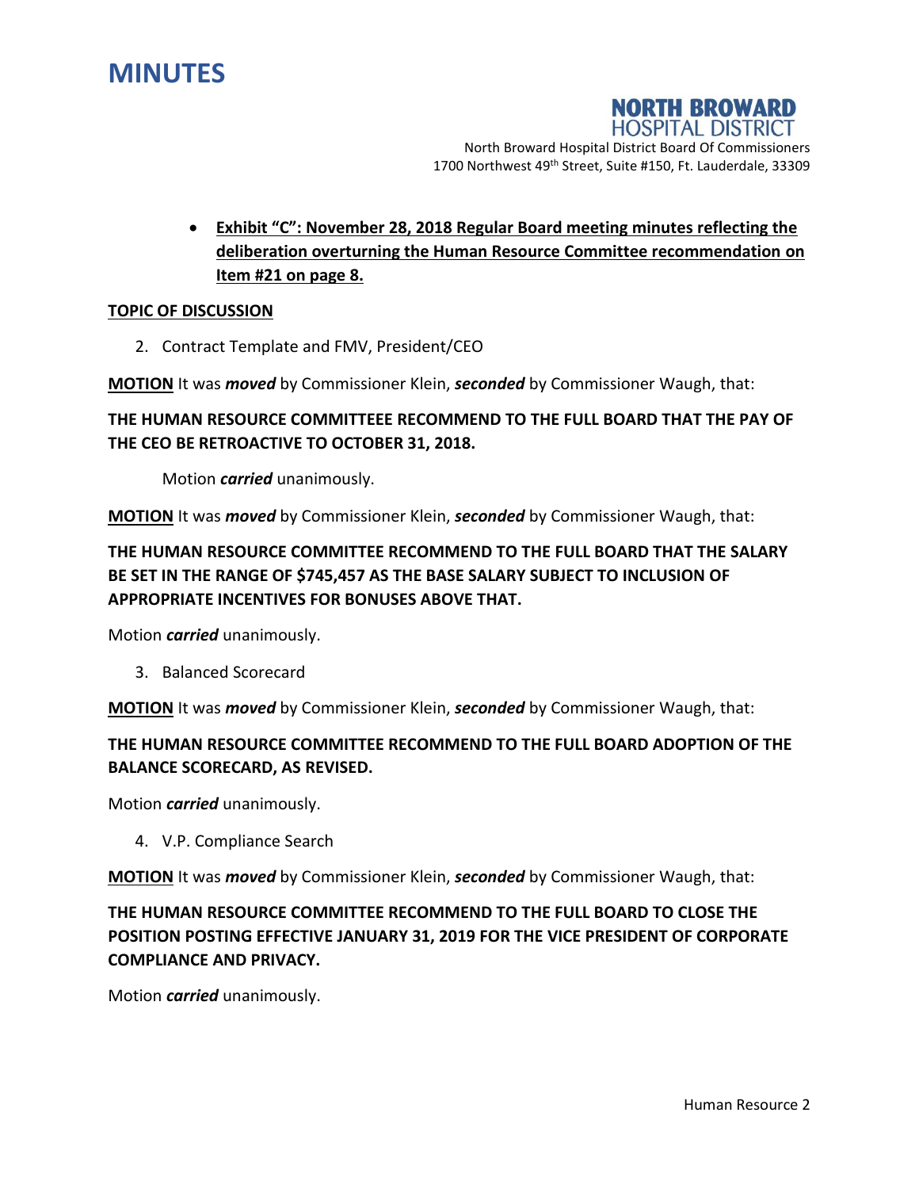# MINUTES

**NORTH BROWARD**
**HOSPITAL DISTRICT**

North Broward Hospital District Board Of Commissioners
1700 Northwest 49th Street, Suite #150, Ft. Lauderdale, 33309

- **Exhibit "C": November 28, 2018 Regular Board meeting minutes reflecting the deliberation overturning the Human Resource Committee recommendation on Item #21 on page 8.**

**TOPIC OF DISCUSSION**

2. Contract Template and FMV, President/CEO

**MOTION** It was ***moved*** by Commissioner Klein, ***seconded*** by Commissioner Waugh, that:

**THE HUMAN RESOURCE COMMITTEEE RECOMMEND TO THE FULL BOARD THAT THE PAY OF THE CEO BE RETROACTIVE TO OCTOBER 31, 2018.**

Motion ***carried*** unanimously.

**MOTION** It was ***moved*** by Commissioner Klein, ***seconded*** by Commissioner Waugh, that:

**THE HUMAN RESOURCE COMMITTEE RECOMMEND TO THE FULL BOARD THAT THE SALARY BE SET IN THE RANGE OF $745,457 AS THE BASE SALARY SUBJECT TO INCLUSION OF APPROPRIATE INCENTIVES FOR BONUSES ABOVE THAT.**

Motion ***carried*** unanimously.

3. Balanced Scorecard

**MOTION** It was ***moved*** by Commissioner Klein, ***seconded*** by Commissioner Waugh, that:

**THE HUMAN RESOURCE COMMITTEE RECOMMEND TO THE FULL BOARD ADOPTION OF THE BALANCE SCORECARD, AS REVISED.**

Motion ***carried*** unanimously.

4. V.P. Compliance Search

**MOTION** It was ***moved*** by Commissioner Klein, ***seconded*** by Commissioner Waugh, that:

**THE HUMAN RESOURCE COMMITTEE RECOMMEND TO THE FULL BOARD TO CLOSE THE POSITION POSTING EFFECTIVE JANUARY 31, 2019 FOR THE VICE PRESIDENT OF CORPORATE COMPLIANCE AND PRIVACY.**

Motion ***carried*** unanimously.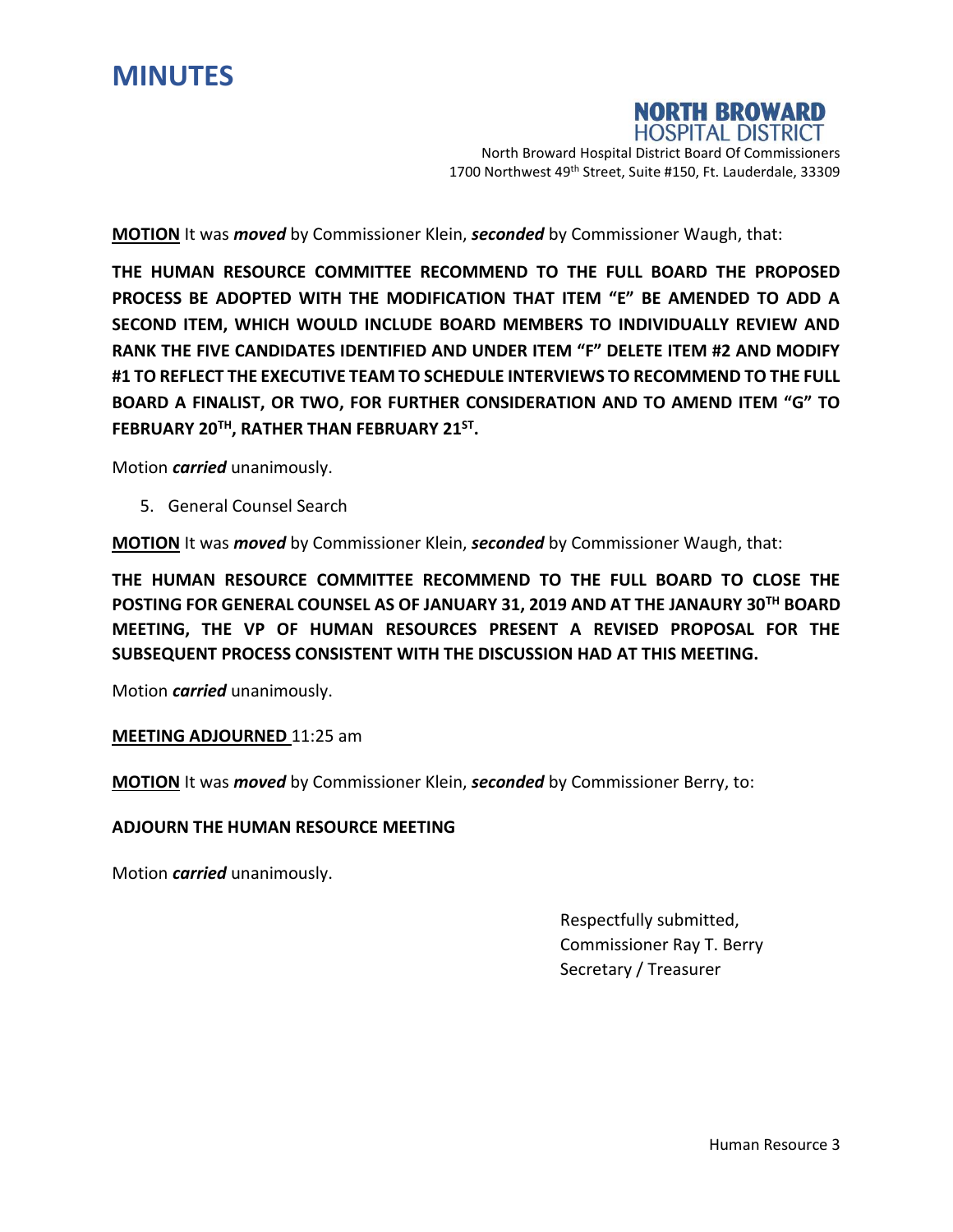**MOTION** It was ***moved*** by Commissioner Klein, ***seconded*** by Commissioner Waugh, that:

**THE HUMAN RESOURCE COMMITTEE RECOMMEND TO THE FULL BOARD THE PROPOSED PROCESS BE ADOPTED WITH THE MODIFICATION THAT ITEM "E" BE AMENDED TO ADD A SECOND ITEM, WHICH WOULD INCLUDE BOARD MEMBERS TO INDIVIDUALLY REVIEW AND RANK THE FIVE CANDIDATES IDENTIFIED AND UNDER ITEM "F" DELETE ITEM #2 AND MODIFY #1 TO REFLECT THE EXECUTIVE TEAM TO SCHEDULE INTERVIEWS TO RECOMMEND TO THE FULL BOARD A FINALIST, OR TWO, FOR FURTHER CONSIDERATION AND TO AMEND ITEM "G" TO FEBRUARY 20TH, RATHER THAN FEBRUARY 21ST.**

Motion ***carried*** unanimously.

5. General Counsel Search

**MOTION** It was ***moved*** by Commissioner Klein, ***seconded*** by Commissioner Waugh, that:

**THE HUMAN RESOURCE COMMITTEE RECOMMEND TO THE FULL BOARD TO CLOSE THE POSTING FOR GENERAL COUNSEL AS OF JANUARY 31, 2019 AND AT THE JANAURY 30TH BOARD MEETING, THE VP OF HUMAN RESOURCES PRESENT A REVISED PROPOSAL FOR THE SUBSEQUENT PROCESS CONSISTENT WITH THE DISCUSSION HAD AT THIS MEETING.**

Motion ***carried*** unanimously.

**MEETING ADJOURNED** 11:25 am

**MOTION** It was ***moved*** by Commissioner Klein, ***seconded*** by Commissioner Berry, to:

**ADJOURN THE HUMAN RESOURCE MEETING**

Motion ***carried*** unanimously.

Respectfully submitted,
Commissioner Ray T. Berry
Secretary / Treasurer